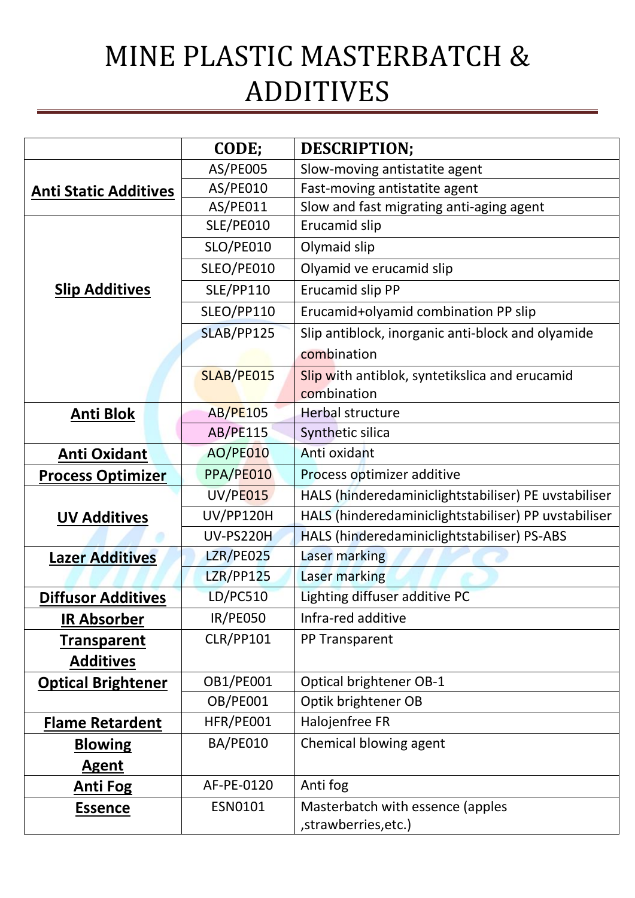# MINE PLASTIC MASTERBATCH & ADDITIVES

| | CODE; | DESCRIPTION; |
|---|---|---|
| **Anti Static Additives** | AS/PE005 | Slow-moving antistatite agent |
| | AS/PE010 | Fast-moving antistatite agent |
| | AS/PE011 | Slow and fast migrating anti-aging agent |
| **Slip Additives** | SLE/PE010 | Erucamid slip |
| | SLO/PE010 | Olymaid slip |
| | SLEO/PE010 | Olyamid ve erucamid slip |
| | SLE/PP110 | Erucamid slip PP |
| | SLEO/PP110 | Erucamid+olyamid combination PP slip |
| | SLAB/PP125 | Slip antiblock, inorganic anti-block and olyamide combination |
| | SLAB/PE015 | Slip with antiblok, syntetikslica and erucamid combination |
| **Anti Blok** | AB/PE105 | Herbal structure |
| | AB/PE115 | Synthetic silica |
| **Anti Oxidant** | AO/PE010 | Anti oxidant |
| **Process Optimizer** | PPA/PE010 | Process optimizer additive |
| **UV Additives** | UV/PE015 | HALS (hinderedaminiclightstabiliser) PE uvstabiliser |
| | UV/PP120H | HALS (hinderedaminiclightstabiliser) PP uvstabiliser |
| | UV-PS220H | HALS (hinderedaminiclightstabiliser) PS-ABS |
| **Lazer Additives** | LZR/PE025 | Laser marking |
| | LZR/PP125 | Laser marking |
| **Diffusor Additives** | LD/PC510 | Lighting diffuser additive PC |
| **IR Absorber** | IR/PE050 | Infra-red additive |
| **Transparent Additives** | CLR/PP101 | PP Transparent |
| **Optical Brightener** | OB1/PE001 | Optical brightener OB-1 |
| | OB/PE001 | Optik brightener OB |
| **Flame Retardent** | HFR/PE001 | Halojenfree FR |
| **Blowing Agent** | BA/PE010 | Chemical blowing agent |
| **Anti Fog** | AF-PE-0120 | Anti fog |
| **Essence** | ESN0101 | Masterbatch with essence (apples ,strawberries,etc.) |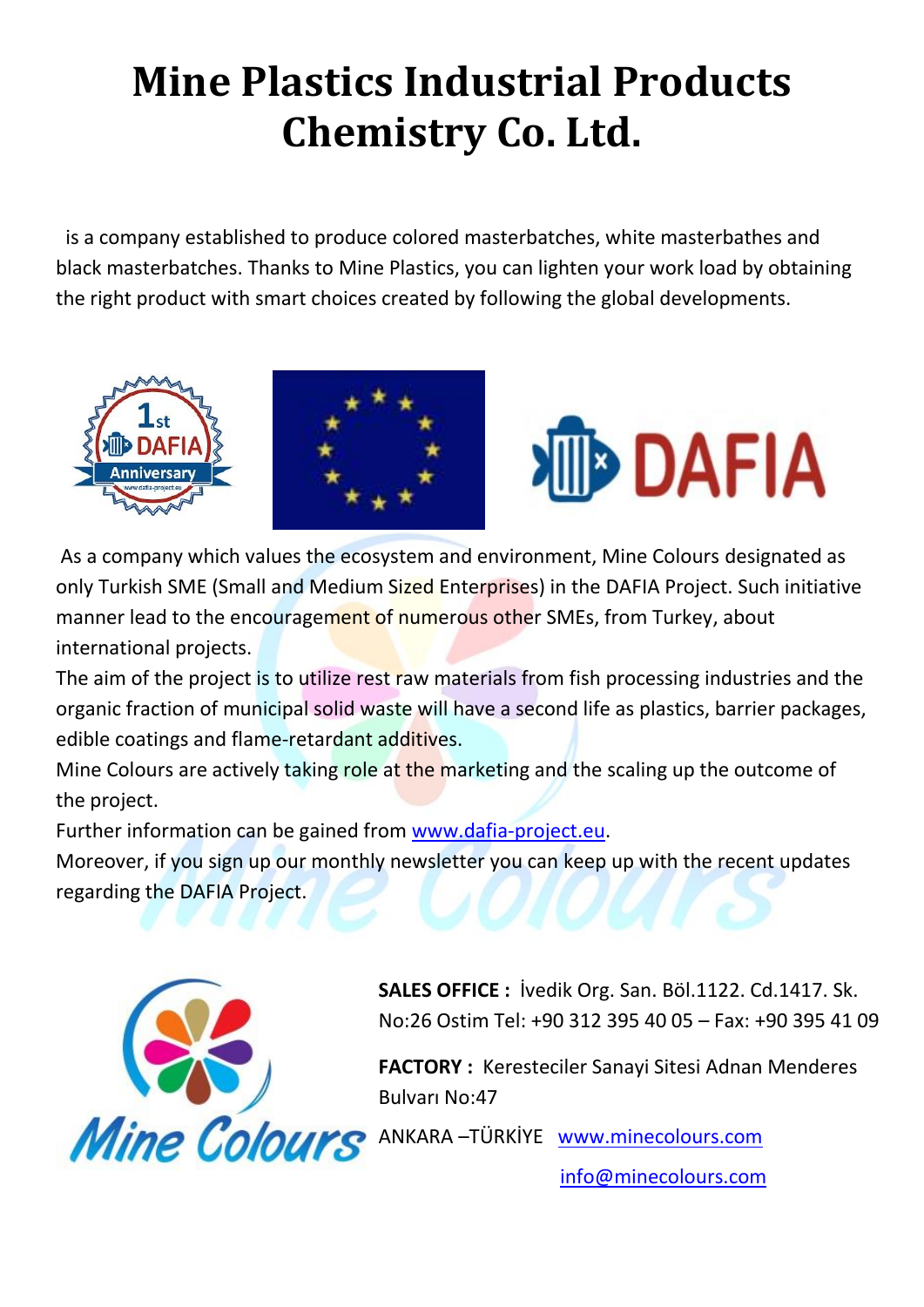# Mine Plastics Industrial Products Chemistry Co. Ltd.

is a company established to produce colored masterbatches, white masterbathes and black masterbatches. Thanks to Mine Plastics, you can lighten your work load by obtaining the right product with smart choices created by following the global developments.

As a company which values the ecosystem and environment, Mine Colours designated as only Turkish SME (Small and Medium Sized Enterprises) in the DAFIA Project. Such initiative manner lead to the encouragement of numerous other SMEs, from Turkey, about international projects.

The aim of the project is to utilize rest raw materials from fish processing industries and the organic fraction of municipal solid waste will have a second life as plastics, barrier packages, edible coatings and flame-retardant additives.

Mine Colours are actively taking role at the marketing and the scaling up the outcome of the project.

Further information can be gained from www.dafia-project.eu.

Moreover, if you sign up our monthly newsletter you can keep up with the recent updates regarding the DAFIA Project.

**SALES OFFICE :** İvedik Org. San. Böl.1122. Cd.1417. Sk. No:26 Ostim Tel: +90 312 395 40 05 – Fax: +90 395 41 09

**FACTORY :** Keresteciler Sanayi Sitesi Adnan Menderes Bulvarı No:47

ANKARA –TÜRKİYE www.minecolours.com

info@minecolours.com